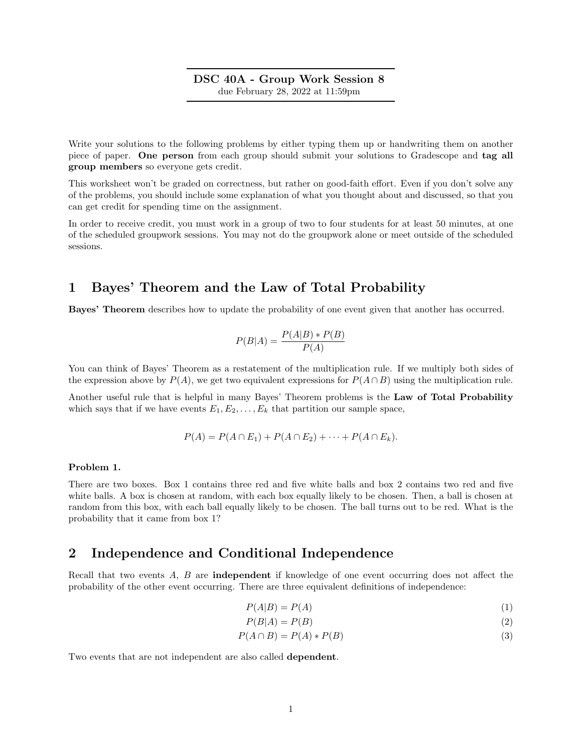# DSC 40A - Group Work Session 8

due February 28, 2022 at 11:59pm

Write your solutions to the following problems by either typing them up or handwriting them on another piece of paper. **One person** from each group should submit your solutions to Gradescope and **tag all group members** so everyone gets credit.

This worksheet won't be graded on correctness, but rather on good-faith effort. Even if you don't solve any of the problems, you should include some explanation of what you thought about and discussed, so that you can get credit for spending time on the assignment.

In order to receive credit, you must work in a group of two to four students for at least 50 minutes, at one of the scheduled groupwork sessions. You may not do the groupwork alone or meet outside of the scheduled sessions.

## 1 Bayes' Theorem and the Law of Total Probability

**Bayes' Theorem** describes how to update the probability of one event given that another has occurred.

$$P(B|A) = \frac{P(A|B) * P(B)}{P(A)}$$

You can think of Bayes' Theorem as a restatement of the multiplication rule. If we multiply both sides of the expression above by $P(A)$, we get two equivalent expressions for $P(A \cap B)$ using the multiplication rule.

Another useful rule that is helpful in many Bayes' Theorem problems is the **Law of Total Probability** which says that if we have events $E_1, E_2, \ldots, E_k$ that partition our sample space,

$$P(A) = P(A \cap E_1) + P(A \cap E_2) + \cdots + P(A \cap E_k).$$

**Problem 1.**

There are two boxes. Box 1 contains three red and five white balls and box 2 contains two red and five white balls. A box is chosen at random, with each box equally likely to be chosen. Then, a ball is chosen at random from this box, with each ball equally likely to be chosen. The ball turns out to be red. What is the probability that it came from box 1?

## 2 Independence and Conditional Independence

Recall that two events $A$, $B$ are **independent** if knowledge of one event occurring does not affect the probability of the other event occurring. There are three equivalent definitions of independence:

$$P(A|B) = P(A) \tag{1}$$

$$P(B|A) = P(B) \tag{2}$$

$$P(A \cap B) = P(A) * P(B) \tag{3}$$

Two events that are not independent are also called **dependent**.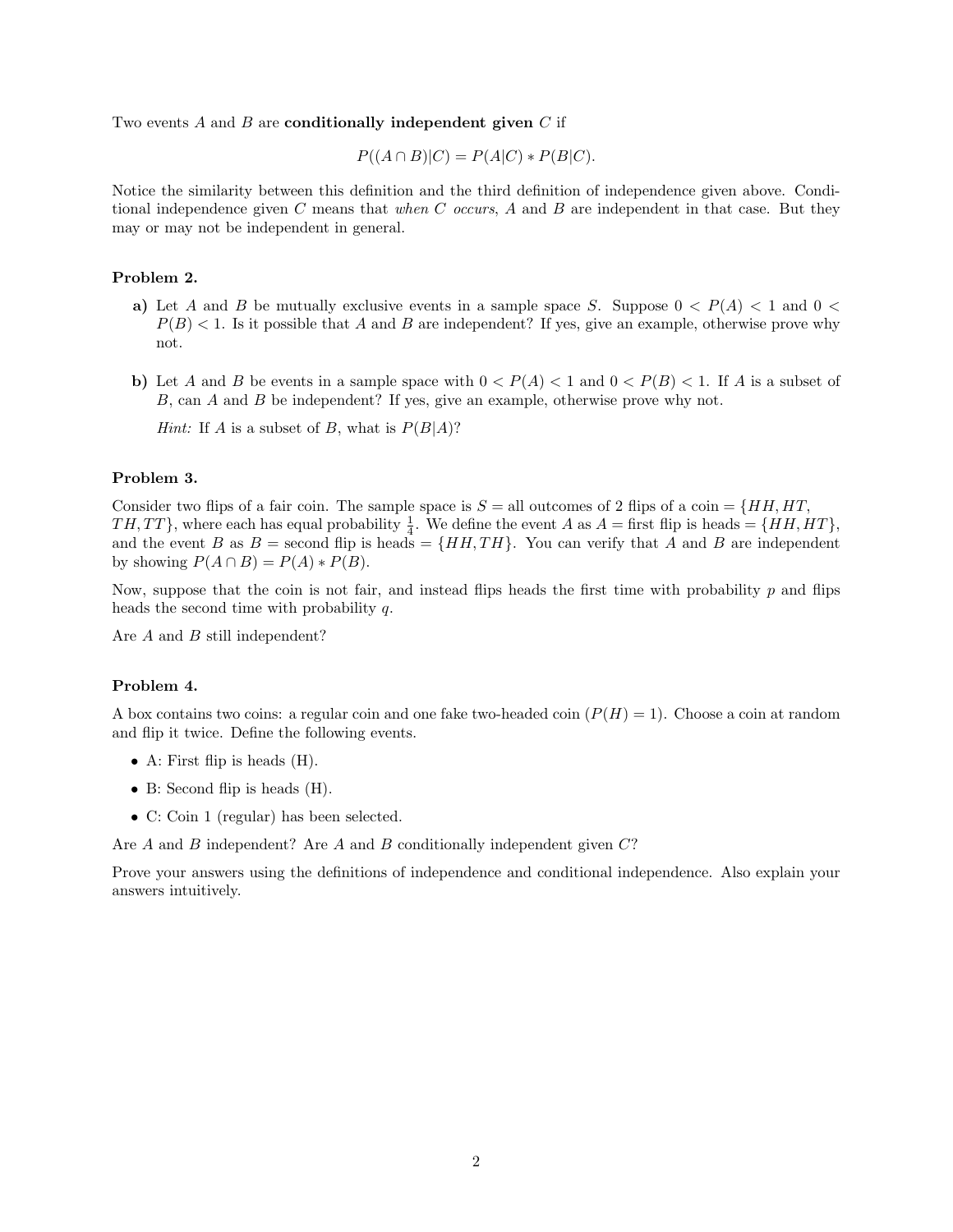Two events $A$ and $B$ are **conditionally independent given** $C$ if

$$P((A \cap B)|C) = P(A|C) * P(B|C).$$

Notice the similarity between this definition and the third definition of independence given above. Conditional independence given $C$ means that *when* $C$ *occurs*, $A$ and $B$ are independent in that case. But they may or may not be independent in general.

### Problem 2.

**a)** Let $A$ and $B$ be mutually exclusive events in a sample space $S$. Suppose $0 < P(A) < 1$ and $0 < P(B) < 1$. Is it possible that $A$ and $B$ are independent? If yes, give an example, otherwise prove why not.

**b)** Let $A$ and $B$ be events in a sample space with $0 < P(A) < 1$ and $0 < P(B) < 1$. If $A$ is a subset of $B$, can $A$ and $B$ be independent? If yes, give an example, otherwise prove why not.

*Hint:* If $A$ is a subset of $B$, what is $P(B|A)$?

### Problem 3.

Consider two flips of a fair coin. The sample space is $S$ = all outcomes of 2 flips of a coin = $\{HH, HT, TH, TT\}$, where each has equal probability $\frac{1}{4}$. We define the event $A$ as $A$ = first flip is heads = $\{HH, HT\}$, and the event $B$ as $B$ = second flip is heads = $\{HH, TH\}$. You can verify that $A$ and $B$ are independent by showing $P(A \cap B) = P(A) * P(B)$.

Now, suppose that the coin is not fair, and instead flips heads the first time with probability $p$ and flips heads the second time with probability $q$.

Are $A$ and $B$ still independent?

### Problem 4.

A box contains two coins: a regular coin and one fake two-headed coin ($P(H) = 1$). Choose a coin at random and flip it twice. Define the following events.

- A: First flip is heads (H).
- B: Second flip is heads (H).
- C: Coin 1 (regular) has been selected.

Are $A$ and $B$ independent? Are $A$ and $B$ conditionally independent given $C$?

Prove your answers using the definitions of independence and conditional independence. Also explain your answers intuitively.